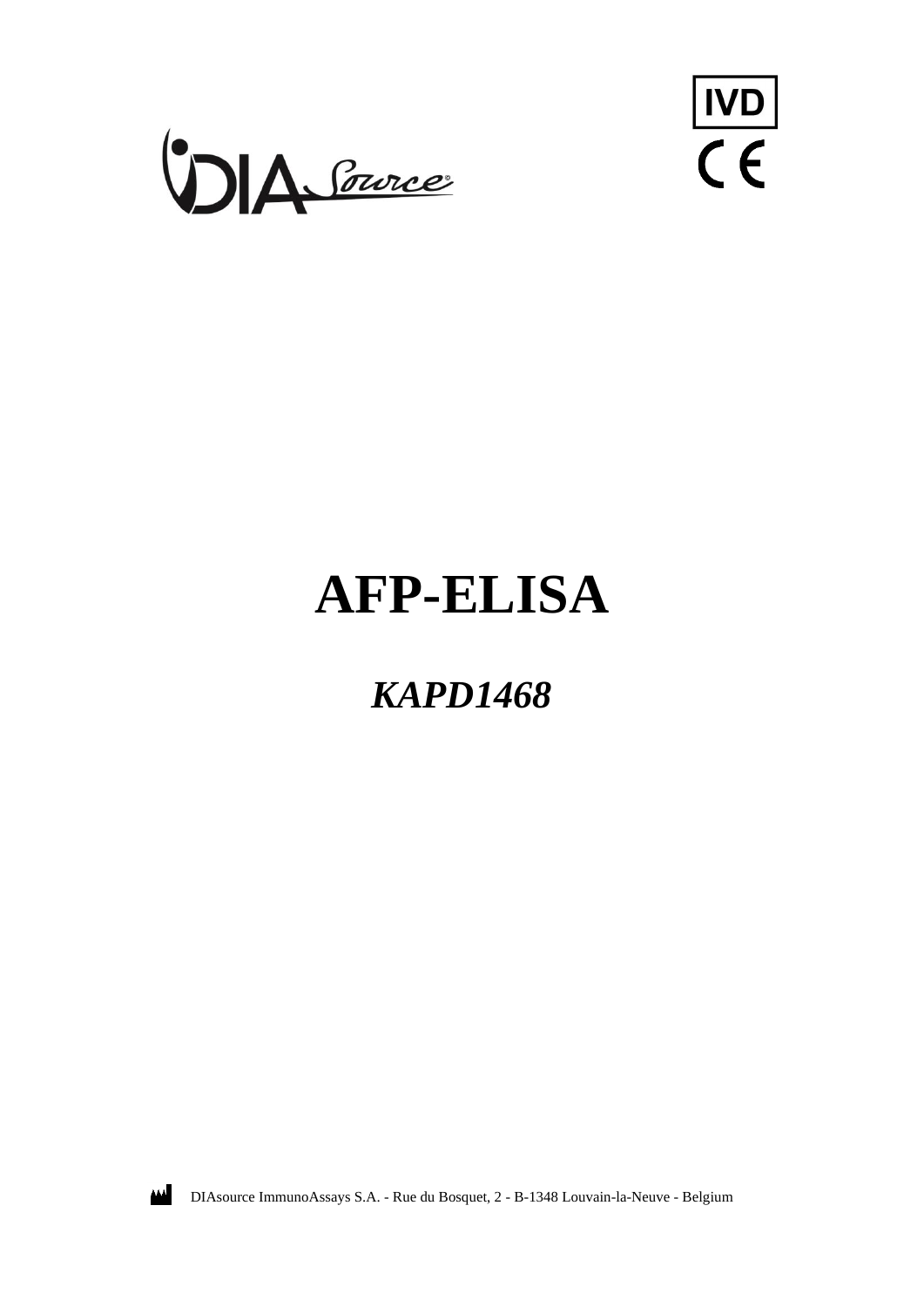IVD

CE

# AFP-ELISA

## *KAPD1468*

DIAsource ImmunoAssays S.A. - Rue du Bosquet, 2 - B-1348 Louvain-la-Neuve - Belgium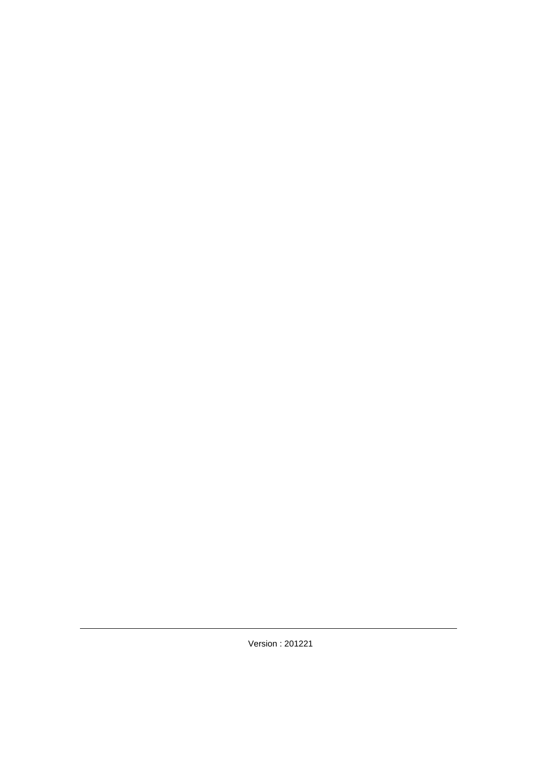Version : 201221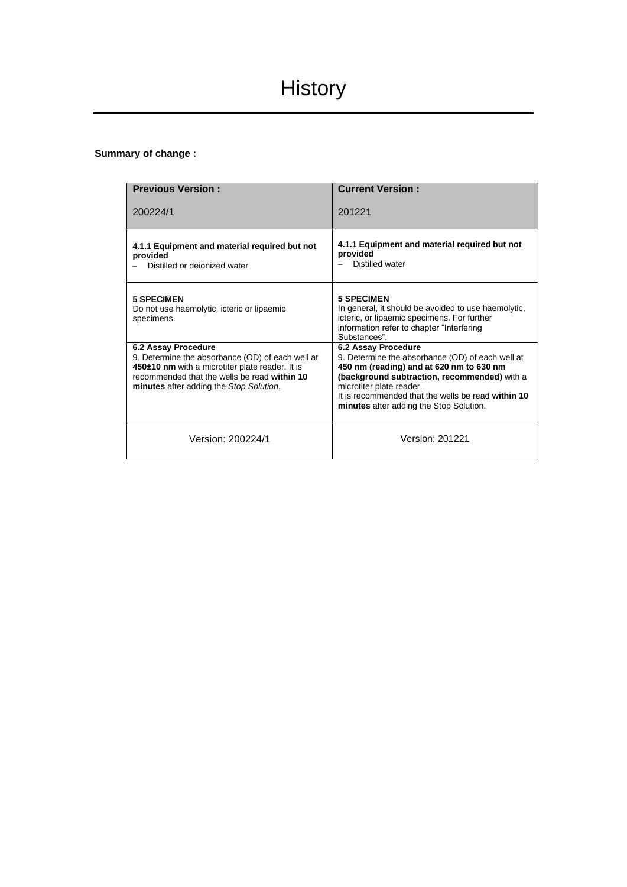# History

**Summary of change :**

| **Previous Version :**<br><br>200224/1 | **Current Version :**<br><br>201221 |
|---|---|
| **4.1.1 Equipment and material required but not provided**<br>– Distilled or deionized water | **4.1.1 Equipment and material required but not provided**<br>– Distilled water |
| **5 SPECIMEN**<br>Do not use haemolytic, icteric or lipaemic specimens. | **5 SPECIMEN**<br>In general, it should be avoided to use haemolytic, icteric, or lipaemic specimens. For further information refer to chapter "Interfering Substances". |
| **6.2 Assay Procedure**<br>9. Determine the absorbance (OD) of each well at **450±10 nm** with a microtiter plate reader. It is recommended that the wells be read **within 10 minutes** after adding the *Stop Solution*. | **6.2 Assay Procedure**<br>9. Determine the absorbance (OD) of each well at **450 nm (reading) and at 620 nm to 630 nm (background subtraction, recommended)** with a microtiter plate reader.<br>It is recommended that the wells be read **within 10 minutes** after adding the Stop Solution. |
| Version: 200224/1 | Version: 201221 |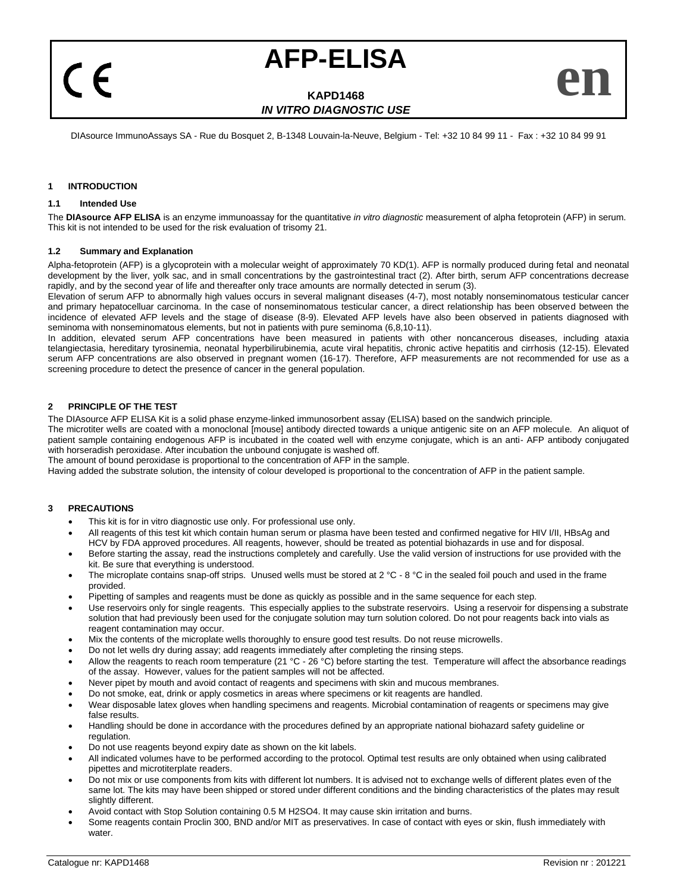# AFP-ELISA

**KAPD1468**

***IN VITRO DIAGNOSTIC USE***

**en**

DIAsource ImmunoAssays SA - Rue du Bosquet 2, B-1348 Louvain-la-Neuve, Belgium - Tel: +32 10 84 99 11 - Fax : +32 10 84 99 91

## 1 INTRODUCTION

### 1.1 Intended Use

The **DIAsource AFP ELISA** is an enzyme immunoassay for the quantitative *in vitro diagnostic* measurement of alpha fetoprotein (AFP) in serum. This kit is not intended to be used for the risk evaluation of trisomy 21.

### 1.2 Summary and Explanation

Alpha-fetoprotein (AFP) is a glycoprotein with a molecular weight of approximately 70 KD(1). AFP is normally produced during fetal and neonatal development by the liver, yolk sac, and in small concentrations by the gastrointestinal tract (2). After birth, serum AFP concentrations decrease rapidly, and by the second year of life and thereafter only trace amounts are normally detected in serum (3).

Elevation of serum AFP to abnormally high values occurs in several malignant diseases (4-7), most notably nonseminomatous testicular cancer and primary hepatocelluar carcinoma. In the case of nonseminomatous testicular cancer, a direct relationship has been observed between the incidence of elevated AFP levels and the stage of disease (8-9). Elevated AFP levels have also been observed in patients diagnosed with seminoma with nonseminomatous elements, but not in patients with pure seminoma (6,8,10-11).

In addition, elevated serum AFP concentrations have been measured in patients with other noncancerous diseases, including ataxia telangiectasia, hereditary tyrosinemia, neonatal hyperbilirubinemia, acute viral hepatitis, chronic active hepatitis and cirrhosis (12-15). Elevated serum AFP concentrations are also observed in pregnant women (16-17). Therefore, AFP measurements are not recommended for use as a screening procedure to detect the presence of cancer in the general population.

## 2 PRINCIPLE OF THE TEST

The DIAsource AFP ELISA Kit is a solid phase enzyme-linked immunosorbent assay (ELISA) based on the sandwich principle.

The microtiter wells are coated with a monoclonal [mouse] antibody directed towards a unique antigenic site on an AFP molecule. An aliquot of patient sample containing endogenous AFP is incubated in the coated well with enzyme conjugate, which is an anti- AFP antibody conjugated with horseradish peroxidase. After incubation the unbound conjugate is washed off.

The amount of bound peroxidase is proportional to the concentration of AFP in the sample.

Having added the substrate solution, the intensity of colour developed is proportional to the concentration of AFP in the patient sample.

## 3 PRECAUTIONS

- This kit is for in vitro diagnostic use only. For professional use only.
- All reagents of this test kit which contain human serum or plasma have been tested and confirmed negative for HIV I/II, HBsAg and HCV by FDA approved procedures. All reagents, however, should be treated as potential biohazards in use and for disposal.
- Before starting the assay, read the instructions completely and carefully. Use the valid version of instructions for use provided with the kit. Be sure that everything is understood.
- The microplate contains snap-off strips. Unused wells must be stored at 2 °C - 8 °C in the sealed foil pouch and used in the frame provided.
- Pipetting of samples and reagents must be done as quickly as possible and in the same sequence for each step.
- Use reservoirs only for single reagents. This especially applies to the substrate reservoirs. Using a reservoir for dispensing a substrate solution that had previously been used for the conjugate solution may turn solution colored. Do not pour reagents back into vials as reagent contamination may occur.
- Mix the contents of the microplate wells thoroughly to ensure good test results. Do not reuse microwells.
- Do not let wells dry during assay; add reagents immediately after completing the rinsing steps.
- Allow the reagents to reach room temperature (21 °C - 26 °C) before starting the test. Temperature will affect the absorbance readings of the assay. However, values for the patient samples will not be affected.
- Never pipet by mouth and avoid contact of reagents and specimens with skin and mucous membranes.
- Do not smoke, eat, drink or apply cosmetics in areas where specimens or kit reagents are handled.
- Wear disposable latex gloves when handling specimens and reagents. Microbial contamination of reagents or specimens may give false results.
- Handling should be done in accordance with the procedures defined by an appropriate national biohazard safety guideline or regulation.
- Do not use reagents beyond expiry date as shown on the kit labels.
- All indicated volumes have to be performed according to the protocol. Optimal test results are only obtained when using calibrated pipettes and microtiterplate readers.
- Do not mix or use components from kits with different lot numbers. It is advised not to exchange wells of different plates even of the same lot. The kits may have been shipped or stored under different conditions and the binding characteristics of the plates may result slightly different.
- Avoid contact with Stop Solution containing 0.5 M $H_2SO_4$. It may cause skin irritation and burns.
- Some reagents contain Proclin 300, BND and/or MIT as preservatives. In case of contact with eyes or skin, flush immediately with water.

Catalogue nr: KAPD1468 Revision nr : 201221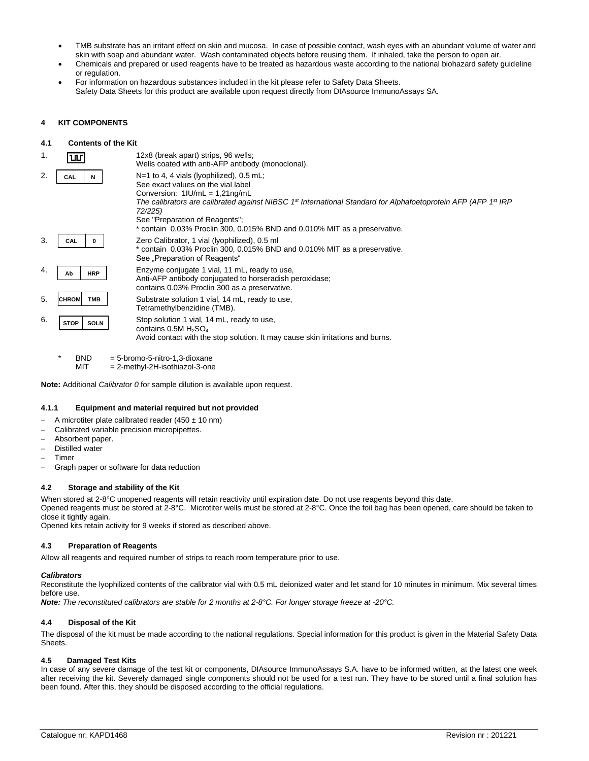- TMB substrate has an irritant effect on skin and mucosa. In case of possible contact, wash eyes with an abundant volume of water and skin with soap and abundant water. Wash contaminated objects before reusing them. If inhaled, take the person to open air.
- Chemicals and prepared or used reagents have to be treated as hazardous waste according to the national biohazard safety guideline or regulation.
- For information on hazardous substances included in the kit please refer to Safety Data Sheets.
  Safety Data Sheets for this product are available upon request directly from DIAsource ImmunoAssays SA.

## 4 KIT COMPONENTS

### 4.1 Contents of the Kit

| | | |
|---|---|---|
| 1. | (microtiter plate symbol) | 12x8 (break apart) strips, 96 wells;<br>Wells coated with anti-AFP antibody (monoclonal). |
| 2. | CAL N | N=1 to 4, 4 vials (lyophilized), 0.5 mL;<br>See exact values on the vial label<br>Conversion: 1IU/mL = 1,21ng/mL<br>*The calibrators are calibrated against NIBSC 1st International Standard for Alphafoetoprotein AFP (AFP 1st IRP 72/225)*<br>See "Preparation of Reagents";<br>* contain 0.03% Proclin 300, 0.015% BND and 0.010% MIT as a preservative. |
| 3. | CAL 0 | Zero Calibrator, 1 vial (lyophilized), 0.5 ml<br>* contain 0.03% Proclin 300, 0.015% BND and 0.010% MIT as a preservative.<br>See „Preparation of Reagents" |
| 4. | Ab HRP | Enzyme conjugate 1 vial, 11 mL, ready to use,<br>Anti-AFP antibody conjugated to horseradish peroxidase;<br>contains 0.03% Proclin 300 as a preservative. |
| 5. | CHROM TMB | Substrate solution 1 vial, 14 mL, ready to use,<br>Tetramethylbenzidine (TMB). |
| 6. | STOP SOLN | Stop solution 1 vial, 14 mL, ready to use,<br>contains 0.5M $H_2SO_4$.<br>Avoid contact with the stop solution. It may cause skin irritations and burns. |

\* BND = 5-bromo-5-nitro-1,3-dioxane
MIT = 2-methyl-2H-isothiazol-3-one

**Note:** Additional *Calibrator 0* for sample dilution is available upon request.

#### 4.1.1 Equipment and material required but not provided

- A microtiter plate calibrated reader (450 ± 10 nm)
- Calibrated variable precision micropipettes.
- Absorbent paper.
- Distilled water
- Timer
- Graph paper or software for data reduction

### 4.2 Storage and stability of the Kit

When stored at 2-8°C unopened reagents will retain reactivity until expiration date. Do not use reagents beyond this date.
Opened reagents must be stored at 2-8°C. Microtiter wells must be stored at 2-8°C. Once the foil bag has been opened, care should be taken to close it tightly again.
Opened kits retain activity for 9 weeks if stored as described above.

### 4.3 Preparation of Reagents

Allow all reagents and required number of strips to reach room temperature prior to use.

***Calibrators***

Reconstitute the lyophilized contents of the calibrator vial with 0.5 mL deionized water and let stand for 10 minutes in minimum. Mix several times before use.

***Note:*** *The reconstituted calibrators are stable for 2 months at 2-8°C. For longer storage freeze at -20°C.*

### 4.4 Disposal of the Kit

The disposal of the kit must be made according to the national regulations. Special information for this product is given in the Material Safety Data Sheets.

### 4.5 Damaged Test Kits

In case of any severe damage of the test kit or components, DIAsource ImmunoAssays S.A. have to be informed written, at the latest one week after receiving the kit. Severely damaged single components should not be used for a test run. They have to be stored until a final solution has been found. After this, they should be disposed according to the official regulations.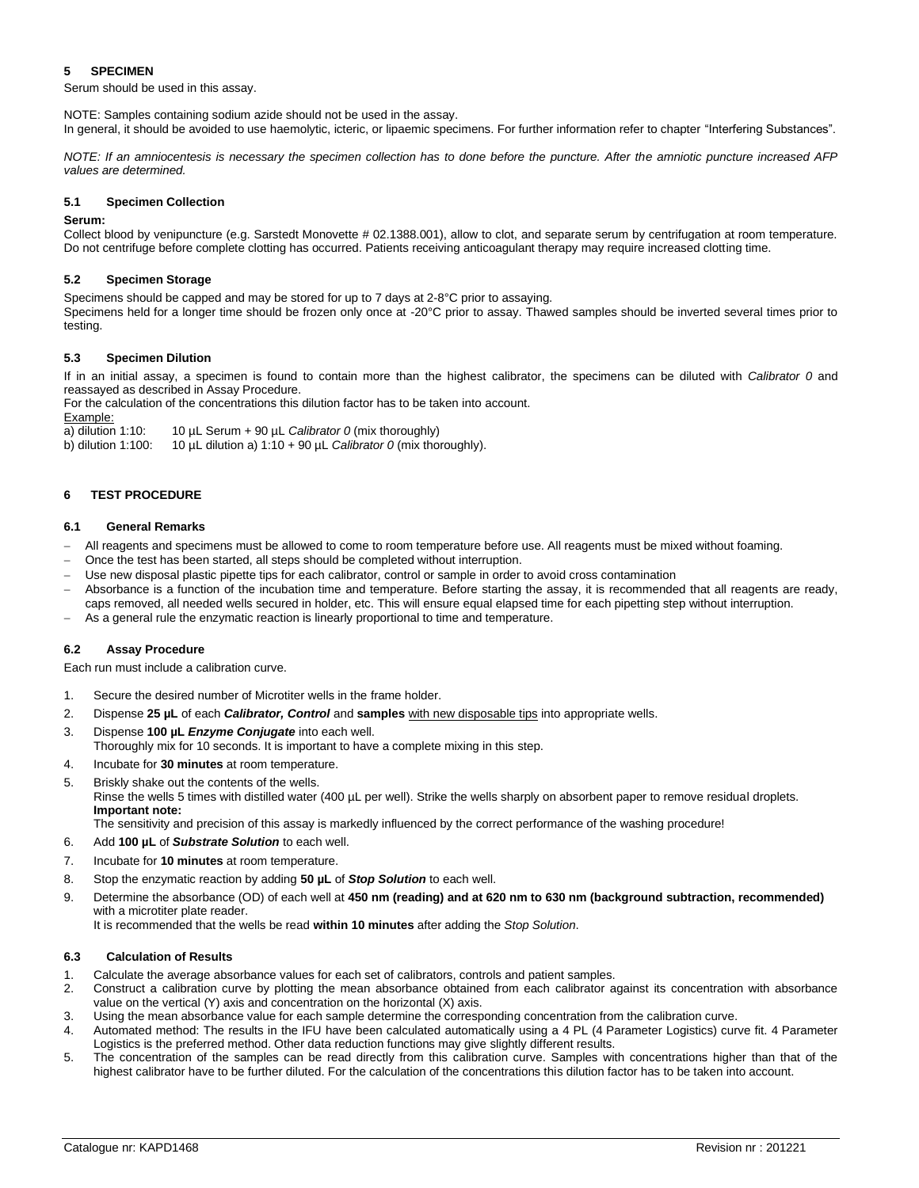## 5 SPECIMEN

Serum should be used in this assay.

NOTE: Samples containing sodium azide should not be used in the assay.
In general, it should be avoided to use haemolytic, icteric, or lipaemic specimens. For further information refer to chapter "Interfering Substances".

*NOTE: If an amniocentesis is necessary the specimen collection has to done before the puncture. After the amniotic puncture increased AFP values are determined.*

### 5.1 Specimen Collection

**Serum:**
Collect blood by venipuncture (e.g. Sarstedt Monovette # 02.1388.001), allow to clot, and separate serum by centrifugation at room temperature. Do not centrifuge before complete clotting has occurred. Patients receiving anticoagulant therapy may require increased clotting time.

### 5.2 Specimen Storage

Specimens should be capped and may be stored for up to 7 days at 2-8°C prior to assaying.
Specimens held for a longer time should be frozen only once at -20°C prior to assay. Thawed samples should be inverted several times prior to testing.

### 5.3 Specimen Dilution

If in an initial assay, a specimen is found to contain more than the highest calibrator, the specimens can be diluted with *Calibrator 0* and reassayed as described in Assay Procedure.
For the calculation of the concentrations this dilution factor has to be taken into account.

Example:
a) dilution 1:10: 10 µL Serum + 90 µL *Calibrator 0* (mix thoroughly)
b) dilution 1:100: 10 µL dilution a) 1:10 + 90 µL *Calibrator 0* (mix thoroughly).

## 6 TEST PROCEDURE

### 6.1 General Remarks

- All reagents and specimens must be allowed to come to room temperature before use. All reagents must be mixed without foaming.
- Once the test has been started, all steps should be completed without interruption.
- Use new disposal plastic pipette tips for each calibrator, control or sample in order to avoid cross contamination
- Absorbance is a function of the incubation time and temperature. Before starting the assay, it is recommended that all reagents are ready, caps removed, all needed wells secured in holder, etc. This will ensure equal elapsed time for each pipetting step without interruption.
- As a general rule the enzymatic reaction is linearly proportional to time and temperature.

### 6.2 Assay Procedure

Each run must include a calibration curve.

1. Secure the desired number of Microtiter wells in the frame holder.
2. Dispense **25 µL** of each ***Calibrator, Control*** and **samples** with new disposable tips into appropriate wells.
3. Dispense **100 µL *Enzyme Conjugate*** into each well.
   Thoroughly mix for 10 seconds. It is important to have a complete mixing in this step.
4. Incubate for **30 minutes** at room temperature.
5. Briskly shake out the contents of the wells.
   Rinse the wells 5 times with distilled water (400 µL per well). Strike the wells sharply on absorbent paper to remove residual droplets.
   **Important note:**
   The sensitivity and precision of this assay is markedly influenced by the correct performance of the washing procedure!
6. Add **100 µL** of ***Substrate Solution*** to each well.
7. Incubate for **10 minutes** at room temperature.
8. Stop the enzymatic reaction by adding **50 µL** of ***Stop Solution*** to each well.
9. Determine the absorbance (OD) of each well at **450 nm (reading) and at 620 nm to 630 nm (background subtraction, recommended)** with a microtiter plate reader.
   It is recommended that the wells be read **within 10 minutes** after adding the *Stop Solution*.

### 6.3 Calculation of Results

1. Calculate the average absorbance values for each set of calibrators, controls and patient samples.
2. Construct a calibration curve by plotting the mean absorbance obtained from each calibrator against its concentration with absorbance value on the vertical (Y) axis and concentration on the horizontal (X) axis.
3. Using the mean absorbance value for each sample determine the corresponding concentration from the calibration curve.
4. Automated method: The results in the IFU have been calculated automatically using a 4 PL (4 Parameter Logistics) curve fit. 4 Parameter Logistics is the preferred method. Other data reduction functions may give slightly different results.
5. The concentration of the samples can be read directly from this calibration curve. Samples with concentrations higher than that of the highest calibrator have to be further diluted. For the calculation of the concentrations this dilution factor has to be taken into account.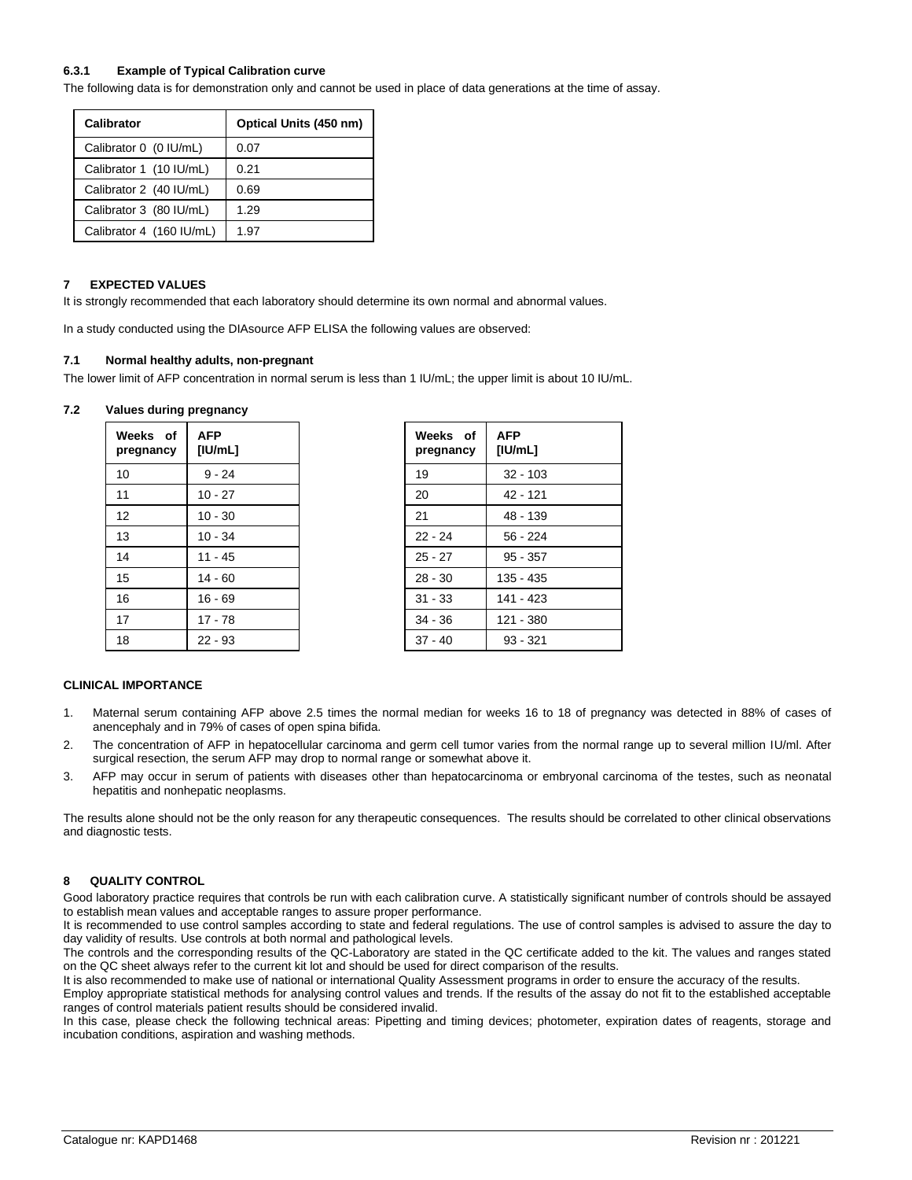### 6.3.1 Example of Typical Calibration curve

The following data is for demonstration only and cannot be used in place of data generations at the time of assay.

| Calibrator | Optical Units (450 nm) |
|---|---|
| Calibrator 0 (0 IU/mL) | 0.07 |
| Calibrator 1 (10 IU/mL) | 0.21 |
| Calibrator 2 (40 IU/mL) | 0.69 |
| Calibrator 3 (80 IU/mL) | 1.29 |
| Calibrator 4 (160 IU/mL) | 1.97 |

## 7 EXPECTED VALUES

It is strongly recommended that each laboratory should determine its own normal and abnormal values.

In a study conducted using the DIAsource AFP ELISA the following values are observed:

### 7.1 Normal healthy adults, non-pregnant

The lower limit of AFP concentration in normal serum is less than 1 IU/mL; the upper limit is about 10 IU/mL.

### 7.2 Values during pregnancy

| Weeks of pregnancy | AFP [IU/mL] |
|---|---|
| 10 | 9 - 24 |
| 11 | 10 - 27 |
| 12 | 10 - 30 |
| 13 | 10 - 34 |
| 14 | 11 - 45 |
| 15 | 14 - 60 |
| 16 | 16 - 69 |
| 17 | 17 - 78 |
| 18 | 22 - 93 |

| Weeks of pregnancy | AFP [IU/mL] |
|---|---|
| 19 | 32 - 103 |
| 20 | 42 - 121 |
| 21 | 48 - 139 |
| 22 - 24 | 56 - 224 |
| 25 - 27 | 95 - 357 |
| 28 - 30 | 135 - 435 |
| 31 - 33 | 141 - 423 |
| 34 - 36 | 121 - 380 |
| 37 - 40 | 93 - 321 |

#### CLINICAL IMPORTANCE

1. Maternal serum containing AFP above 2.5 times the normal median for weeks 16 to 18 of pregnancy was detected in 88% of cases of anencephaly and in 79% of cases of open spina bifida.
2. The concentration of AFP in hepatocellular carcinoma and germ cell tumor varies from the normal range up to several million IU/ml. After surgical resection, the serum AFP may drop to normal range or somewhat above it.
3. AFP may occur in serum of patients with diseases other than hepatocarcinoma or embryonal carcinoma of the testes, such as neonatal hepatitis and nonhepatic neoplasms.

The results alone should not be the only reason for any therapeutic consequences. The results should be correlated to other clinical observations and diagnostic tests.

## 8 QUALITY CONTROL

Good laboratory practice requires that controls be run with each calibration curve. A statistically significant number of controls should be assayed to establish mean values and acceptable ranges to assure proper performance.
It is recommended to use control samples according to state and federal regulations. The use of control samples is advised to assure the day to day validity of results. Use controls at both normal and pathological levels.
The controls and the corresponding results of the QC-Laboratory are stated in the QC certificate added to the kit. The values and ranges stated on the QC sheet always refer to the current kit lot and should be used for direct comparison of the results.
It is also recommended to make use of national or international Quality Assessment programs in order to ensure the accuracy of the results.
Employ appropriate statistical methods for analysing control values and trends. If the results of the assay do not fit to the established acceptable ranges of control materials patient results should be considered invalid.
In this case, please check the following technical areas: Pipetting and timing devices; photometer, expiration dates of reagents, storage and incubation conditions, aspiration and washing methods.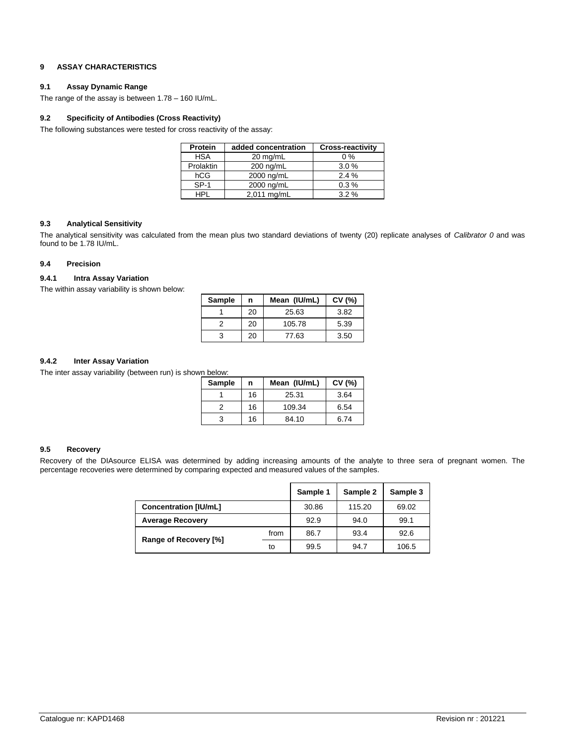## 9 ASSAY CHARACTERISTICS

### 9.1 Assay Dynamic Range

The range of the assay is between 1.78 – 160 IU/mL.

### 9.2 Specificity of Antibodies (Cross Reactivity)

The following substances were tested for cross reactivity of the assay:

| Protein | added concentration | Cross-reactivity |
|---|---|---|
| HSA | 20 mg/mL | 0 % |
| Prolaktin | 200 ng/mL | 3.0 % |
| hCG | 2000 ng/mL | 2.4 % |
| SP-1 | 2000 ng/mL | 0.3 % |
| HPL | 2,011 mg/mL | 3.2 % |

### 9.3 Analytical Sensitivity

The analytical sensitivity was calculated from the mean plus two standard deviations of twenty (20) replicate analyses of *Calibrator 0* and was found to be 1.78 IU/mL.

### 9.4 Precision

#### 9.4.1 Intra Assay Variation

The within assay variability is shown below:

| Sample | n | Mean (IU/mL) | CV (%) |
|---|---|---|---|
| 1 | 20 | 25.63 | 3.82 |
| 2 | 20 | 105.78 | 5.39 |
| 3 | 20 | 77.63 | 3.50 |

#### 9.4.2 Inter Assay Variation

The inter assay variability (between run) is shown below:

| Sample | n | Mean (IU/mL) | CV (%) |
|---|---|---|---|
| 1 | 16 | 25.31 | 3.64 |
| 2 | 16 | 109.34 | 6.54 |
| 3 | 16 | 84.10 | 6.74 |

### 9.5 Recovery

Recovery of the DIAsource ELISA was determined by adding increasing amounts of the analyte to three sera of pregnant women. The percentage recoveries were determined by comparing expected and measured values of the samples.

| | | Sample 1 | Sample 2 | Sample 3 |
|---|---|---|---|---|
| **Concentration [IU/mL]** | | 30.86 | 115.20 | 69.02 |
| **Average Recovery** | | 92.9 | 94.0 | 99.1 |
| **Range of Recovery [%]** | from | 86.7 | 93.4 | 92.6 |
| | to | 99.5 | 94.7 | 106.5 |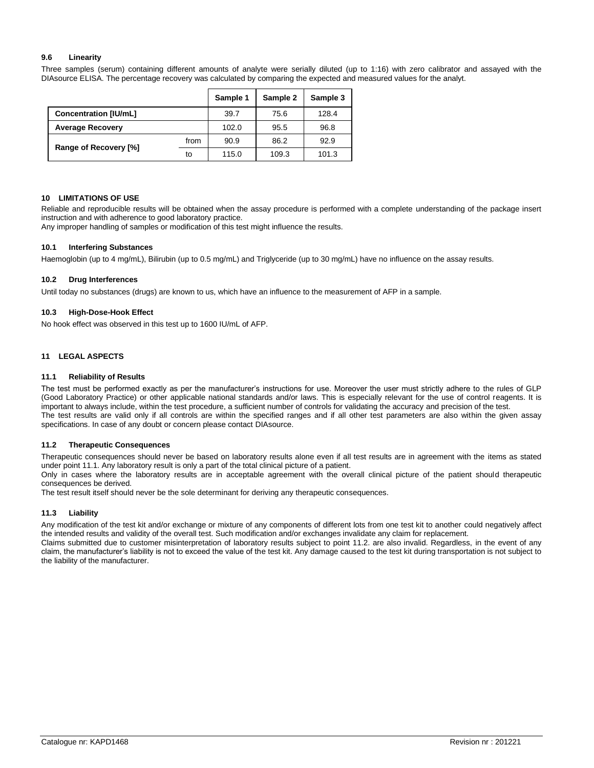### 9.6 Linearity

Three samples (serum) containing different amounts of analyte were serially diluted (up to 1:16) with zero calibrator and assayed with the DIAsource ELISA. The percentage recovery was calculated by comparing the expected and measured values for the analyt.

| | | Sample 1 | Sample 2 | Sample 3 |
|---|---|---|---|---|
| **Concentration [IU/mL]** | | 39.7 | 75.6 | 128.4 |
| **Average Recovery** | | 102.0 | 95.5 | 96.8 |
| **Range of Recovery [%]** | from | 90.9 | 86.2 | 92.9 |
| | to | 115.0 | 109.3 | 101.3 |

## 10 LIMITATIONS OF USE

Reliable and reproducible results will be obtained when the assay procedure is performed with a complete understanding of the package insert instruction and with adherence to good laboratory practice.
Any improper handling of samples or modification of this test might influence the results.

### 10.1 Interfering Substances

Haemoglobin (up to 4 mg/mL), Bilirubin (up to 0.5 mg/mL) and Triglyceride (up to 30 mg/mL) have no influence on the assay results.

### 10.2 Drug Interferences

Until today no substances (drugs) are known to us, which have an influence to the measurement of AFP in a sample.

### 10.3 High-Dose-Hook Effect

No hook effect was observed in this test up to 1600 IU/mL of AFP.

## 11 LEGAL ASPECTS

### 11.1 Reliability of Results

The test must be performed exactly as per the manufacturer's instructions for use. Moreover the user must strictly adhere to the rules of GLP (Good Laboratory Practice) or other applicable national standards and/or laws. This is especially relevant for the use of control reagents. It is important to always include, within the test procedure, a sufficient number of controls for validating the accuracy and precision of the test.
The test results are valid only if all controls are within the specified ranges and if all other test parameters are also within the given assay specifications. In case of any doubt or concern please contact DIAsource.

### 11.2 Therapeutic Consequences

Therapeutic consequences should never be based on laboratory results alone even if all test results are in agreement with the items as stated under point 11.1. Any laboratory result is only a part of the total clinical picture of a patient.
Only in cases where the laboratory results are in acceptable agreement with the overall clinical picture of the patient should therapeutic consequences be derived.
The test result itself should never be the sole determinant for deriving any therapeutic consequences.

### 11.3 Liability

Any modification of the test kit and/or exchange or mixture of any components of different lots from one test kit to another could negatively affect the intended results and validity of the overall test. Such modification and/or exchanges invalidate any claim for replacement.
Claims submitted due to customer misinterpretation of laboratory results subject to point 11.2. are also invalid. Regardless, in the event of any claim, the manufacturer's liability is not to exceed the value of the test kit. Any damage caused to the test kit during transportation is not subject to the liability of the manufacturer.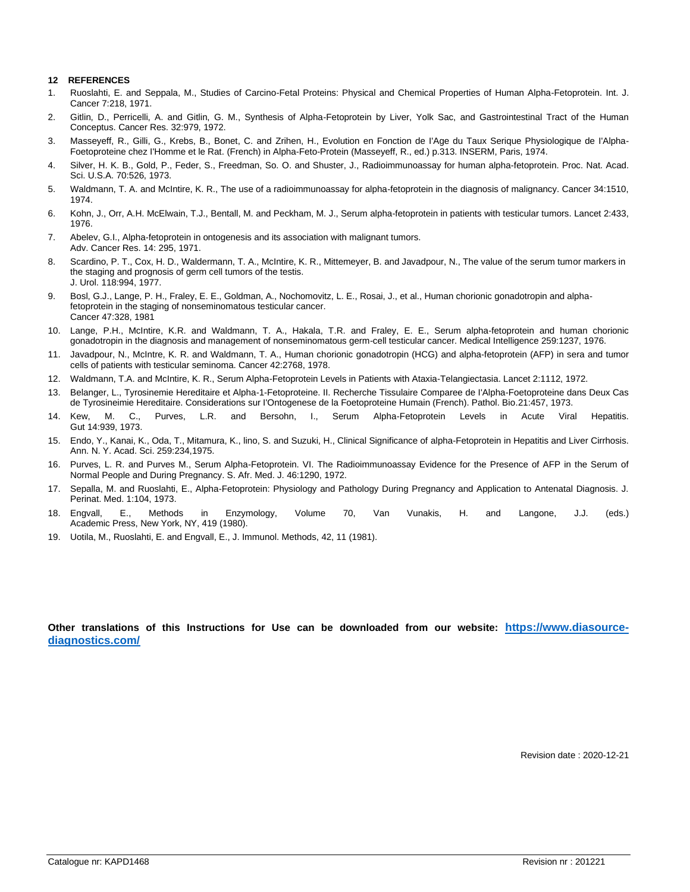## 12 REFERENCES

1. Ruoslahti, E. and Seppala, M., Studies of Carcino-Fetal Proteins: Physical and Chemical Properties of Human Alpha-Fetoprotein. Int. J. Cancer 7:218, 1971.
2. Gitlin, D., Perricelli, A. and Gitlin, G. M., Synthesis of Alpha-Fetoprotein by Liver, Yolk Sac, and Gastrointestinal Tract of the Human Conceptus. Cancer Res. 32:979, 1972.
3. Masseyeff, R., Gilli, G., Krebs, B., Bonet, C. and Zrihen, H., Evolution en Fonction de l'Age du Taux Serique Physiologique de l'Alpha-Foetoproteine chez l'Homme et le Rat. (French) in Alpha-Feto-Protein (Masseyeff, R., ed.) p.313. INSERM, Paris, 1974.
4. Silver, H. K. B., Gold, P., Feder, S., Freedman, So. O. and Shuster, J., Radioimmunoassay for human alpha-fetoprotein. Proc. Nat. Acad. Sci. U.S.A. 70:526, 1973.
5. Waldmann, T. A. and McIntire, K. R., The use of a radioimmunoassay for alpha-fetoprotein in the diagnosis of malignancy. Cancer 34:1510, 1974.
6. Kohn, J., Orr, A.H. McElwain, T.J., Bentall, M. and Peckham, M. J., Serum alpha-fetoprotein in patients with testicular tumors. Lancet 2:433, 1976.
7. Abelev, G.I., Alpha-fetoprotein in ontogenesis and its association with malignant tumors. Adv. Cancer Res. 14: 295, 1971.
8. Scardino, P. T., Cox, H. D., Waldermann, T. A., McIntire, K. R., Mittemeyer, B. and Javadpour, N., The value of the serum tumor markers in the staging and prognosis of germ cell tumors of the testis. J. Urol. 118:994, 1977.
9. Bosl, G.J., Lange, P. H., Fraley, E. E., Goldman, A., Nochomovitz, L. E., Rosai, J., et al., Human chorionic gonadotropin and alpha-fetoprotein in the staging of nonseminomatous testicular cancer. Cancer 47:328, 1981
10. Lange, P.H., McIntire, K.R. and Waldmann, T. A., Hakala, T.R. and Fraley, E. E., Serum alpha-fetoprotein and human chorionic gonadotropin in the diagnosis and management of nonseminomatous germ-cell testicular cancer. Medical Intelligence 259:1237, 1976.
11. Javadpour, N., McIntre, K. R. and Waldmann, T. A., Human chorionic gonadotropin (HCG) and alpha-fetoprotein (AFP) in sera and tumor cells of patients with testicular seminoma. Cancer 42:2768, 1978.
12. Waldmann, T.A. and McIntire, K. R., Serum Alpha-Fetoprotein Levels in Patients with Ataxia-Telangiectasia. Lancet 2:1112, 1972.
13. Belanger, L., Tyrosinemie Hereditaire et Alpha-1-Fetoproteine. II. Recherche Tissulaire Comparee de l'Alpha-Foetoproteine dans Deux Cas de Tyrosineimie Hereditaire. Considerations sur l'Ontogenese de la Foetoproteine Humain (French). Pathol. Bio.21:457, 1973.
14. Kew, M. C., Purves, L.R. and Bersohn, I., Serum Alpha-Fetoprotein Levels in Acute Viral Hepatitis. Gut 14:939, 1973.
15. Endo, Y., Kanai, K., Oda, T., Mitamura, K., Iino, S. and Suzuki, H., Clinical Significance of alpha-Fetoprotein in Hepatitis and Liver Cirrhosis. Ann. N. Y. Acad. Sci. 259:234,1975.
16. Purves, L. R. and Purves M., Serum Alpha-Fetoprotein. VI. The Radioimmunoassay Evidence for the Presence of AFP in the Serum of Normal People and During Pregnancy. S. Afr. Med. J. 46:1290, 1972.
17. Sepalla, M. and Ruoslahti, E., Alpha-Fetoprotein: Physiology and Pathology During Pregnancy and Application to Antenatal Diagnosis. J. Perinat. Med. 1:104, 1973.
18. Engvall, E., Methods in Enzymology, Volume 70, Van Vunakis, H. and Langone, J.J. (eds.) Academic Press, New York, NY, 419 (1980).
19. Uotila, M., Ruoslahti, E. and Engvall, E., J. Immunol. Methods, 42, 11 (1981).

**Other translations of this Instructions for Use can be downloaded from our website: [https://www.diasource-diagnostics.com/](https://www.diasource-diagnostics.com/)**

Revision date : 2020-12-21

Catalogue nr: KAPD1468 Revision nr : 201221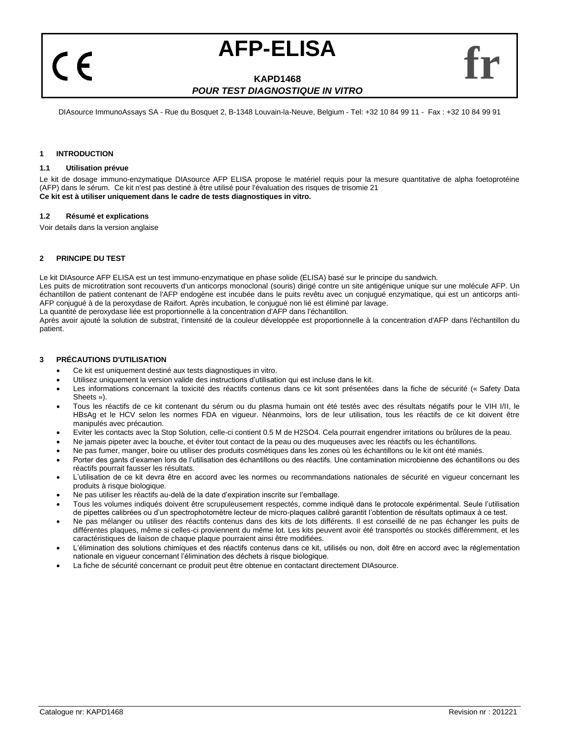# AFP-ELISA

**KAPD1468**

***POUR TEST DIAGNOSTIQUE IN VITRO***

CE

**fr**

DIAsource ImmunoAssays SA - Rue du Bosquet 2, B-1348 Louvain-la-Neuve, Belgium - Tel: +32 10 84 99 11 - Fax : +32 10 84 99 91

## 1 INTRODUCTION

### 1.1 Utilisation prévue

Le kit de dosage immuno-enzymatique DIAsource AFP ELISA propose le matériel requis pour la mesure quantitative de alpha foetoprotéine (AFP) dans le sérum. Ce kit n'est pas destiné à être utilisé pour l'évaluation des risques de trisomie 21
**Ce kit est à utiliser uniquement dans le cadre de tests diagnostiques in vitro.**

### 1.2 Résumé et explications

Voir details dans la version anglaise

## 2 PRINCIPE DU TEST

Le kit DIAsource AFP ELISA est un test immuno-enzymatique en phase solide (ELISA) basé sur le principe du sandwich.
Les puits de microtitration sont recouverts d'un anticorps monoclonal (souris) dirigé contre un site antigénique unique sur une molécule AFP. Un échantillon de patient contenant de l'AFP endogène est incubée dans le puits revêtu avec un conjugué enzymatique, qui est un anticorps anti-AFP conjugué à de la peroxydase de Raifort. Après incubation, le conjugué non lié est éliminé par lavage.
La quantité de peroxydase liée est proportionnelle à la concentration d'AFP dans l'échantillon.
Après avoir ajouté la solution de substrat, l'intensité de la couleur développée est proportionnelle à la concentration d'AFP dans l'échantillon du patient.

## 3 PRÉCAUTIONS D'UTILISATION

- Ce kit est uniquement destiné aux tests diagnostiques in vitro.
- Utilisez uniquement la version valide des instructions d'utilisation qui est incluse dans le kit.
- Les informations concernant la toxicité des réactifs contenus dans ce kit sont présentées dans la fiche de sécurité (« Safety Data Sheets »).
- Tous les réactifs de ce kit contenant du sérum ou du plasma humain ont été testés avec des résultats négatifs pour le VIH I/II, le HBsAg et le HCV selon les normes FDA en vigueur. Néanmoins, lors de leur utilisation, tous les réactifs de ce kit doivent être manipulés avec précaution.
- Eviter les contacts avec la Stop Solution, celle-ci contient 0.5 M de $H_2SO_4$. Cela pourrait engendrer irritations ou brûlures de la peau.
- Ne jamais pipeter avec la bouche, et éviter tout contact de la peau ou des muqueuses avec les réactifs ou les échantillons.
- Ne pas fumer, manger, boire ou utiliser des produits cosmétiques dans les zones où les échantillons ou le kit ont été maniés.
- Porter des gants d'examen lors de l'utilisation des échantillons ou des réactifs. Une contamination microbienne des échantillons ou des réactifs pourrait fausser les résultats.
- L'utilisation de ce kit devra être en accord avec les normes ou recommandations nationales de sécurité en vigueur concernant les produits à risque biologique.
- Ne pas utiliser les réactifs au-delà de la date d'expiration inscrite sur l'emballage.
- Tous les volumes indiqués doivent être scrupuleusement respectés, comme indiqué dans le protocole expérimental. Seule l'utilisation de pipettes calibrées ou d'un spectrophotomètre lecteur de micro-plaques calibré garantit l'obtention de résultats optimaux à ce test.
- Ne pas mélanger ou utiliser des réactifs contenus dans des kits de lots différents. Il est conseillé de ne pas échanger les puits de différentes plaques, même si celles-ci proviennent du même lot. Les kits peuvent avoir été transportés ou stockés différemment, et les caractéristiques de liaison de chaque plaque pourraient ainsi être modifiées.
- L'élimination des solutions chimiques et des réactifs contenus dans ce kit, utilisés ou non, doit être en accord avec la réglementation nationale en vigueur concernant l'élimination des déchets à risque biologique.
- La fiche de sécurité concernant ce produit peut être obtenue en contactant directement DIAsource.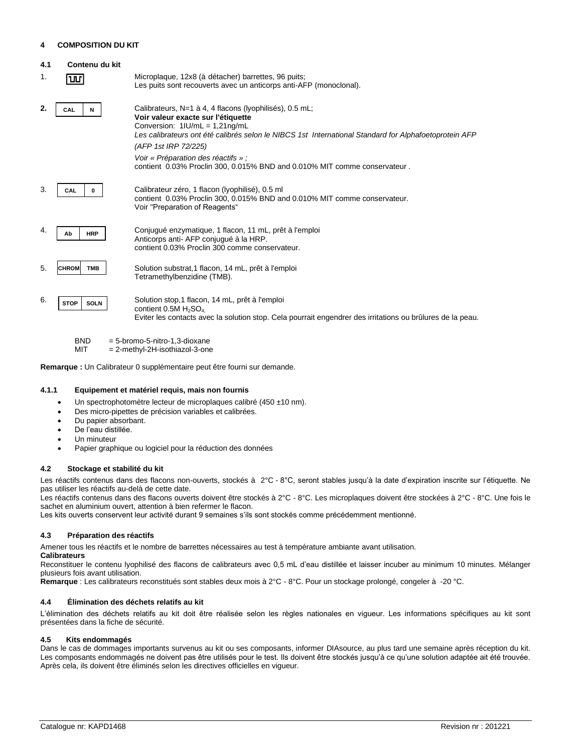## 4 COMPOSITION DU KIT

### 4.1 Contenu du kit

| | Symbole | Description |
|---|---|---|
| 1. | (Microplaque) | Microplaque, 12x8 (à détacher) barrettes, 96 puits;<br>Les puits sont recouverts avec un anticorps anti-AFP (monoclonal). |
| **2.** | CAL N | Calibrateurs, N=1 à 4, 4 flacons (lyophilisés), 0.5 mL;<br>**Voir valeur exacte sur l'étiquette**<br>Conversion: 1IU/mL = 1,21ng/mL<br>*Les calibrateurs ont été calibrés selon le NIBCS 1st International Standard for Alphafoetoprotein AFP*<br>*(AFP 1st IRP 72/225)*<br>*Voir « Préparation des réactifs » ;*<br>contient 0.03% Proclin 300, 0.015% BND and 0.010% MIT comme conservateur . |
| 3. | CAL 0 | Calibrateur zéro, 1 flacon (lyophilisé), 0.5 ml<br>contient 0.03% Proclin 300, 0.015% BND and 0.010% MIT comme conservateur.<br>Voir "Preparation of Reagents" |
| 4. | Ab HRP | Conjugué enzymatique, 1 flacon, 11 mL, prêt à l'emploi<br>Anticorps anti- AFP conjugué à la HRP.<br>contient 0.03% Proclin 300 comme conservateur. |
| 5. | CHROM TMB | Solution substrat,1 flacon, 14 mL, prêt à l'emploi<br>Tetramethylbenzidine (TMB). |
| 6. | STOP SOLN | Solution stop,1 flacon, 14 mL, prêt à l'emploi<br>contient 0.5M $H_2SO_4$.<br>Eviter les contacts avec la solution stop. Cela pourrait engendrer des irritations ou brûlures de la peau. |

BND = 5-bromo-5-nitro-1,3-dioxane
MIT = 2-methyl-2H-isothiazol-3-one

**Remarque :** Un Calibrateur 0 supplémentaire peut être fourni sur demande.

#### 4.1.1 Equipement et matériel requis, mais non fournis

- Un spectrophotomètre lecteur de microplaques calibré (450 ±10 nm).
- Des micro-pipettes de précision variables et calibrées.
- Du papier absorbant.
- De l'eau distillée.
- Un minuteur
- Papier graphique ou logiciel pour la réduction des données

### 4.2 Stockage et stabilité du kit

Les réactifs contenus dans des flacons non-ouverts, stockés à 2°C - 8°C, seront stables jusqu'à la date d'expiration inscrite sur l'étiquette. Ne pas utiliser les réactifs au-delà de cette date.
Les réactifs contenus dans des flacons ouverts doivent être stockés à 2°C - 8°C. Les microplaques doivent être stockées à 2°C - 8°C. Une fois le sachet en aluminium ouvert, attention à bien refermer le flacon.
Les kits ouverts conservent leur activité durant 9 semaines s'ils sont stockés comme précédemment mentionné.

### 4.3 Préparation des réactifs

Amener tous les réactifs et le nombre de barrettes nécessaires au test à température ambiante avant utilisation.
**Calibrateurs**
Reconstituer le contenu lyophilisé des flacons de calibrateurs avec 0,5 mL d'eau distillée et laisser incuber au minimum 10 minutes. Mélanger plusieurs fois avant utilisation.
**Remarque** : Les calibrateurs reconstitués sont stables deux mois à 2°C - 8°C. Pour un stockage prolongé, congeler à -20 °C.

### 4.4 Élimination des déchets relatifs au kit

L'élimination des déchets relatifs au kit doit être réalisée selon les règles nationales en vigueur. Les informations spécifiques au kit sont présentées dans la fiche de sécurité.

### 4.5 Kits endommagés

Dans le cas de dommages importants survenus au kit ou ses composants, informer DIAsource, au plus tard une semaine après réception du kit. Les composants endommagés ne doivent pas être utilisés pour le test. Ils doivent être stockés jusqu'à ce qu'une solution adaptée ait été trouvée. Après cela, ils doivent être éliminés selon les directives officielles en vigueur.

Catalogue nr: KAPD1468 Revision nr : 201221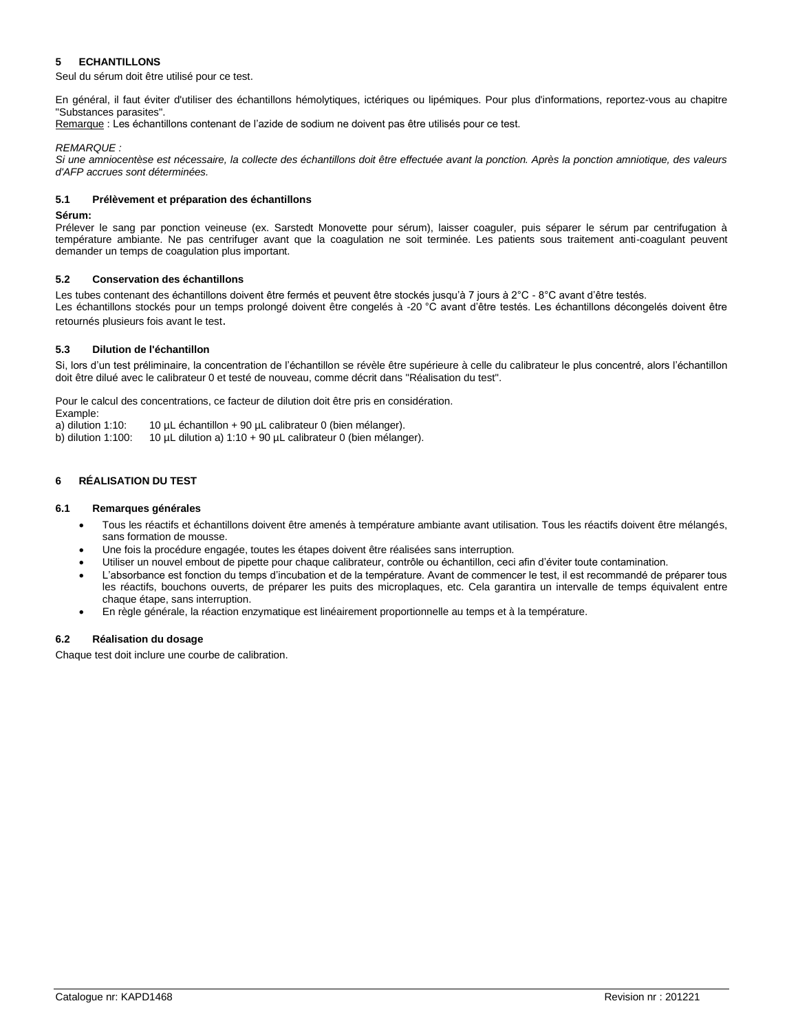## 5 ECHANTILLONS

Seul du sérum doit être utilisé pour ce test.

En général, il faut éviter d'utiliser des échantillons hémolytiques, ictériques ou lipémiques. Pour plus d'informations, reportez-vous au chapitre "Substances parasites".

Remarque : Les échantillons contenant de l'azide de sodium ne doivent pas être utilisés pour ce test.

*REMARQUE :*

*Si une amniocentèse est nécessaire, la collecte des échantillons doit être effectuée avant la ponction. Après la ponction amniotique, des valeurs d'AFP accrues sont déterminées.*

### 5.1 Prélèvement et préparation des échantillons

**Sérum:**

Prélever le sang par ponction veineuse (ex. Sarstedt Monovette pour sérum), laisser coaguler, puis séparer le sérum par centrifugation à température ambiante. Ne pas centrifuger avant que la coagulation ne soit terminée. Les patients sous traitement anti-coagulant peuvent demander un temps de coagulation plus important.

### 5.2 Conservation des échantillons

Les tubes contenant des échantillons doivent être fermés et peuvent être stockés jusqu'à 7 jours à 2°C - 8°C avant d'être testés.

Les échantillons stockés pour un temps prolongé doivent être congelés à -20 °C avant d'être testés. Les échantillons décongelés doivent être retournés plusieurs fois avant le test.

### 5.3 Dilution de l'échantillon

Si, lors d'un test préliminaire, la concentration de l'échantillon se révèle être supérieure à celle du calibrateur le plus concentré, alors l'échantillon doit être dilué avec le calibrateur 0 et testé de nouveau, comme décrit dans "Réalisation du test".

Pour le calcul des concentrations, ce facteur de dilution doit être pris en considération.

Example:

a) dilution 1:10: 10 µL échantillon + 90 µL calibrateur 0 (bien mélanger).

b) dilution 1:100: 10 µL dilution a) 1:10 + 90 µL calibrateur 0 (bien mélanger).

## 6 RÉALISATION DU TEST

### 6.1 Remarques générales

- Tous les réactifs et échantillons doivent être amenés à température ambiante avant utilisation. Tous les réactifs doivent être mélangés, sans formation de mousse.
- Une fois la procédure engagée, toutes les étapes doivent être réalisées sans interruption.
- Utiliser un nouvel embout de pipette pour chaque calibrateur, contrôle ou échantillon, ceci afin d'éviter toute contamination.
- L'absorbance est fonction du temps d'incubation et de la température. Avant de commencer le test, il est recommandé de préparer tous les réactifs, bouchons ouverts, de préparer les puits des microplaques, etc. Cela garantira un intervalle de temps équivalent entre chaque étape, sans interruption.
- En règle générale, la réaction enzymatique est linéairement proportionnelle au temps et à la température.

### 6.2 Réalisation du dosage

Chaque test doit inclure une courbe de calibration.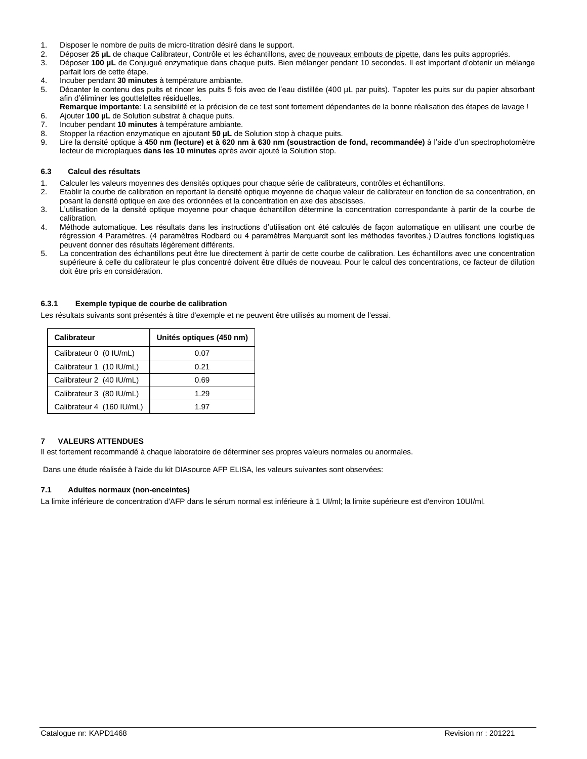1. Disposer le nombre de puits de micro-titration désiré dans le support.
2. Déposer **25 µL** de chaque Calibrateur, Contrôle et les échantillons, avec de nouveaux embouts de pipette, dans les puits appropriés.
3. Déposer **100 µL** de Conjugué enzymatique dans chaque puits. Bien mélanger pendant 10 secondes. Il est important d'obtenir un mélange parfait lors de cette étape.
4. Incuber pendant **30 minutes** à température ambiante.
5. Décanter le contenu des puits et rincer les puits 5 fois avec de l'eau distillée (400 µL par puits). Tapoter les puits sur du papier absorbant afin d'éliminer les gouttelettes résiduelles.
   **Remarque importante**: La sensibilité et la précision de ce test sont fortement dépendantes de la bonne réalisation des étapes de lavage !
6. Ajouter **100 µL** de Solution substrat à chaque puits.
7. Incuber pendant **10 minutes** à température ambiante.
8. Stopper la réaction enzymatique en ajoutant **50 µL** de Solution stop à chaque puits.
9. Lire la densité optique à **450 nm (lecture) et à 620 nm à 630 nm (soustraction de fond, recommandée)** à l'aide d'un spectrophotomètre lecteur de microplaques **dans les 10 minutes** après avoir ajouté la Solution stop.

### 6.3 Calcul des résultats

1. Calculer les valeurs moyennes des densités optiques pour chaque série de calibrateurs, contrôles et échantillons.
2. Etablir la courbe de calibration en reportant la densité optique moyenne de chaque valeur de calibrateur en fonction de sa concentration, en posant la densité optique en axe des ordonnées et la concentration en axe des abscisses.
3. L'utilisation de la densité optique moyenne pour chaque échantillon détermine la concentration correspondante à partir de la courbe de calibration.
4. Méthode automatique. Les résultats dans les instructions d'utilisation ont été calculés de façon automatique en utilisant une courbe de régression 4 Paramètres. (4 paramètres Rodbard ou 4 paramètres Marquardt sont les méthodes favorites.) D'autres fonctions logistiques peuvent donner des résultats légèrement différents.
5. La concentration des échantillons peut être lue directement à partir de cette courbe de calibration. Les échantillons avec une concentration supérieure à celle du calibrateur le plus concentré doivent être dilués de nouveau. Pour le calcul des concentrations, ce facteur de dilution doit être pris en considération.

#### 6.3.1 Exemple typique de courbe de calibration

Les résultats suivants sont présentés à titre d'exemple et ne peuvent être utilisés au moment de l'essai.

| Calibrateur | Unités optiques (450 nm) |
|---|---|
| Calibrateur 0 (0 IU/mL) | 0.07 |
| Calibrateur 1 (10 IU/mL) | 0.21 |
| Calibrateur 2 (40 IU/mL) | 0.69 |
| Calibrateur 3 (80 IU/mL) | 1.29 |
| Calibrateur 4 (160 IU/mL) | 1.97 |

## 7 VALEURS ATTENDUES

Il est fortement recommandé à chaque laboratoire de déterminer ses propres valeurs normales ou anormales.

Dans une étude réalisée à l'aide du kit DIAsource AFP ELISA, les valeurs suivantes sont observées:

### 7.1 Adultes normaux (non-enceintes)

La limite inférieure de concentration d'AFP dans le sérum normal est inférieure à 1 UI/ml; la limite supérieure est d'environ 10UI/ml.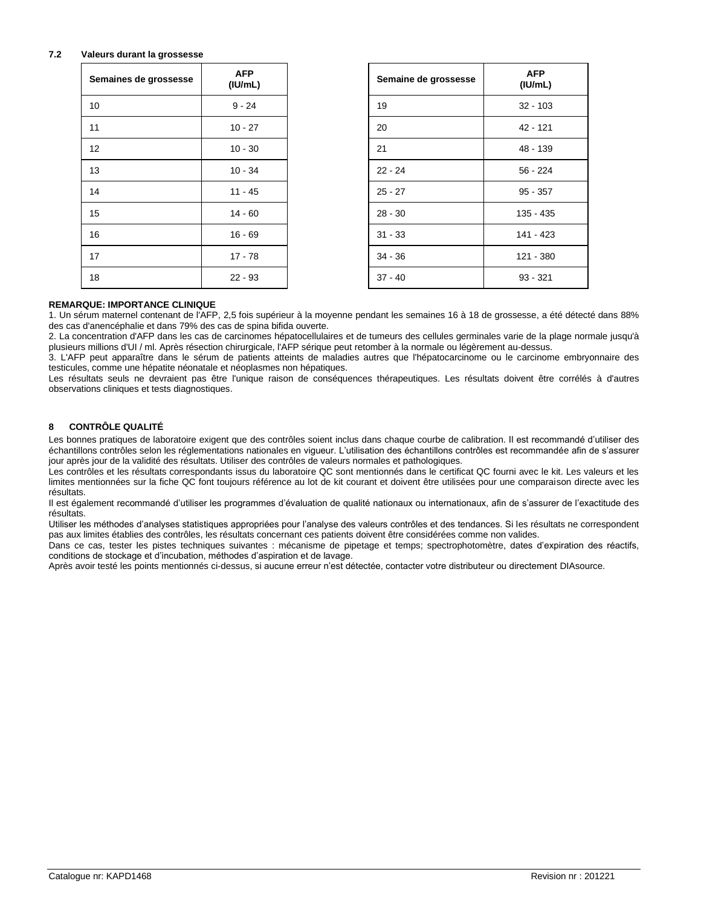### 7.2 Valeurs durant la grossesse

| Semaines de grossesse | AFP (IU/mL) |
|---|---|
| 10 | 9 - 24 |
| 11 | 10 - 27 |
| 12 | 10 - 30 |
| 13 | 10 - 34 |
| 14 | 11 - 45 |
| 15 | 14 - 60 |
| 16 | 16 - 69 |
| 17 | 17 - 78 |
| 18 | 22 - 93 |

| Semaine de grossesse | AFP (IU/mL) |
|---|---|
| 19 | 32 - 103 |
| 20 | 42 - 121 |
| 21 | 48 - 139 |
| 22 - 24 | 56 - 224 |
| 25 - 27 | 95 - 357 |
| 28 - 30 | 135 - 435 |
| 31 - 33 | 141 - 423 |
| 34 - 36 | 121 - 380 |
| 37 - 40 | 93 - 321 |

**REMARQUE: IMPORTANCE CLINIQUE**

1. Un sérum maternel contenant de l'AFP, 2,5 fois supérieur à la moyenne pendant les semaines 16 à 18 de grossesse, a été détecté dans 88% des cas d'anencéphalie et dans 79% des cas de spina bifida ouverte.
2. La concentration d'AFP dans les cas de carcinomes hépatocellulaires et de tumeurs des cellules germinales varie de la plage normale jusqu'à plusieurs millions d'UI / ml. Après résection chirurgicale, l'AFP sérique peut retomber à la normale ou légèrement au-dessus.
3. L'AFP peut apparaître dans le sérum de patients atteints de maladies autres que l'hépatocarcinome ou le carcinome embryonnaire des testicules, comme une hépatite néonatale et néoplasmes non hépatiques.

Les résultats seuls ne devraient pas être l'unique raison de conséquences thérapeutiques. Les résultats doivent être corrélés à d'autres observations cliniques et tests diagnostiques.

## 8 CONTRÔLE QUALITÉ

Les bonnes pratiques de laboratoire exigent que des contrôles soient inclus dans chaque courbe de calibration. Il est recommandé d'utiliser des échantillons contrôles selon les réglementations nationales en vigueur. L'utilisation des échantillons contrôles est recommandée afin de s'assurer jour après jour de la validité des résultats. Utiliser des contrôles de valeurs normales et pathologiques.

Les contrôles et les résultats correspondants issus du laboratoire QC sont mentionnés dans le certificat QC fourni avec le kit. Les valeurs et les limites mentionnées sur la fiche QC font toujours référence au lot de kit courant et doivent être utilisées pour une comparaison directe avec les résultats.

Il est également recommandé d'utiliser les programmes d'évaluation de qualité nationaux ou internationaux, afin de s'assurer de l'exactitude des résultats.

Utiliser les méthodes d'analyses statistiques appropriées pour l'analyse des valeurs contrôles et des tendances. Si les résultats ne correspondent pas aux limites établies des contrôles, les résultats concernant ces patients doivent être considérées comme non valides.

Dans ce cas, tester les pistes techniques suivantes : mécanisme de pipetage et temps; spectrophotomètre, dates d'expiration des réactifs, conditions de stockage et d'incubation, méthodes d'aspiration et de lavage.

Après avoir testé les points mentionnés ci-dessus, si aucune erreur n'est détectée, contacter votre distributeur ou directement DIAsource.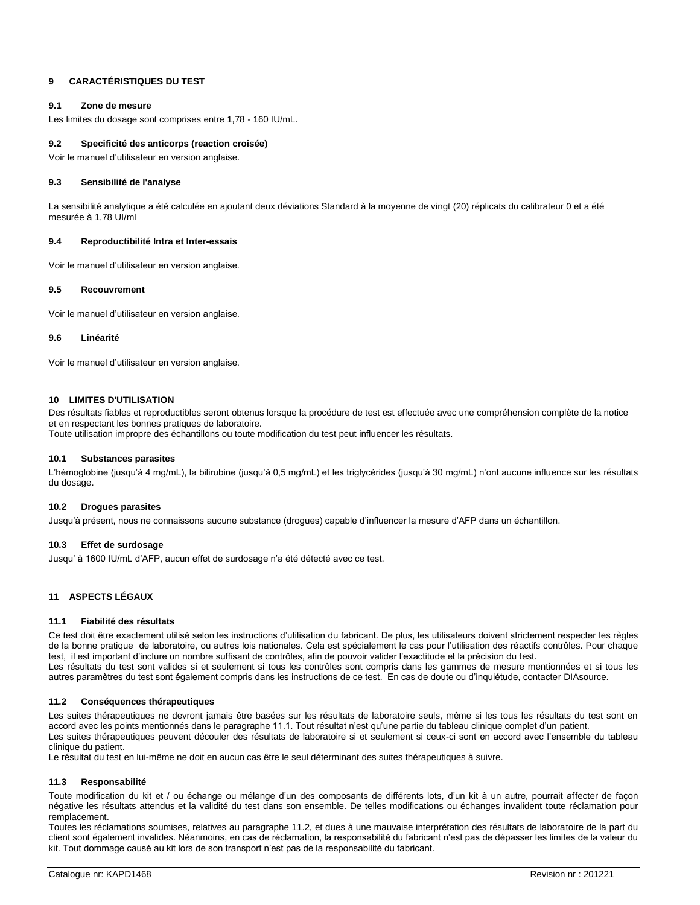## 9 CARACTÉRISTIQUES DU TEST

### 9.1 Zone de mesure

Les limites du dosage sont comprises entre 1,78 - 160 IU/mL.

### 9.2 Specificité des anticorps (reaction croisée)

Voir le manuel d'utilisateur en version anglaise.

### 9.3 Sensibilité de l'analyse

La sensibilité analytique a été calculée en ajoutant deux déviations Standard à la moyenne de vingt (20) réplicats du calibrateur 0 et a été mesurée à 1,78 UI/ml

### 9.4 Reproductibilité Intra et Inter-essais

Voir le manuel d'utilisateur en version anglaise.

### 9.5 Recouvrement

Voir le manuel d'utilisateur en version anglaise.

### 9.6 Linéarité

Voir le manuel d'utilisateur en version anglaise.

## 10 LIMITES D'UTILISATION

Des résultats fiables et reproductibles seront obtenus lorsque la procédure de test est effectuée avec une compréhension complète de la notice et en respectant les bonnes pratiques de laboratoire.
Toute utilisation impropre des échantillons ou toute modification du test peut influencer les résultats.

### 10.1 Substances parasites

L'hémoglobine (jusqu'à 4 mg/mL), la bilirubine (jusqu'à 0,5 mg/mL) et les triglycérides (jusqu'à 30 mg/mL) n'ont aucune influence sur les résultats du dosage.

### 10.2 Drogues parasites

Jusqu'à présent, nous ne connaissons aucune substance (drogues) capable d'influencer la mesure d'AFP dans un échantillon.

### 10.3 Effet de surdosage

Jusqu' à 1600 IU/mL d'AFP, aucun effet de surdosage n'a été détecté avec ce test.

## 11 ASPECTS LÉGAUX

### 11.1 Fiabilité des résultats

Ce test doit être exactement utilisé selon les instructions d'utilisation du fabricant. De plus, les utilisateurs doivent strictement respecter les règles de la bonne pratique de laboratoire, ou autres lois nationales. Cela est spécialement le cas pour l'utilisation des réactifs contrôles. Pour chaque test, il est important d'inclure un nombre suffisant de contrôles, afin de pouvoir valider l'exactitude et la précision du test.
Les résultats du test sont valides si et seulement si tous les contrôles sont compris dans les gammes de mesure mentionnées et si tous les autres paramètres du test sont également compris dans les instructions de ce test. En cas de doute ou d'inquiétude, contacter DIAsource.

### 11.2 Conséquences thérapeutiques

Les suites thérapeutiques ne devront jamais être basées sur les résultats de laboratoire seuls, même si les tous les résultats du test sont en accord avec les points mentionnés dans le paragraphe 11.1. Tout résultat n'est qu'une partie du tableau clinique complet d'un patient.
Les suites thérapeutiques peuvent découler des résultats de laboratoire si et seulement si ceux-ci sont en accord avec l'ensemble du tableau clinique du patient.
Le résultat du test en lui-même ne doit en aucun cas être le seul déterminant des suites thérapeutiques à suivre.

### 11.3 Responsabilité

Toute modification du kit et / ou échange ou mélange d'un des composants de différents lots, d'un kit à un autre, pourrait affecter de façon négative les résultats attendus et la validité du test dans son ensemble. De telles modifications ou échanges invalident toute réclamation pour remplacement.
Toutes les réclamations soumises, relatives au paragraphe 11.2, et dues à une mauvaise interprétation des résultats de laboratoire de la part du client sont également invalides. Néanmoins, en cas de réclamation, la responsabilité du fabricant n'est pas de dépasser les limites de la valeur du kit. Tout dommage causé au kit lors de son transport n'est pas de la responsabilité du fabricant.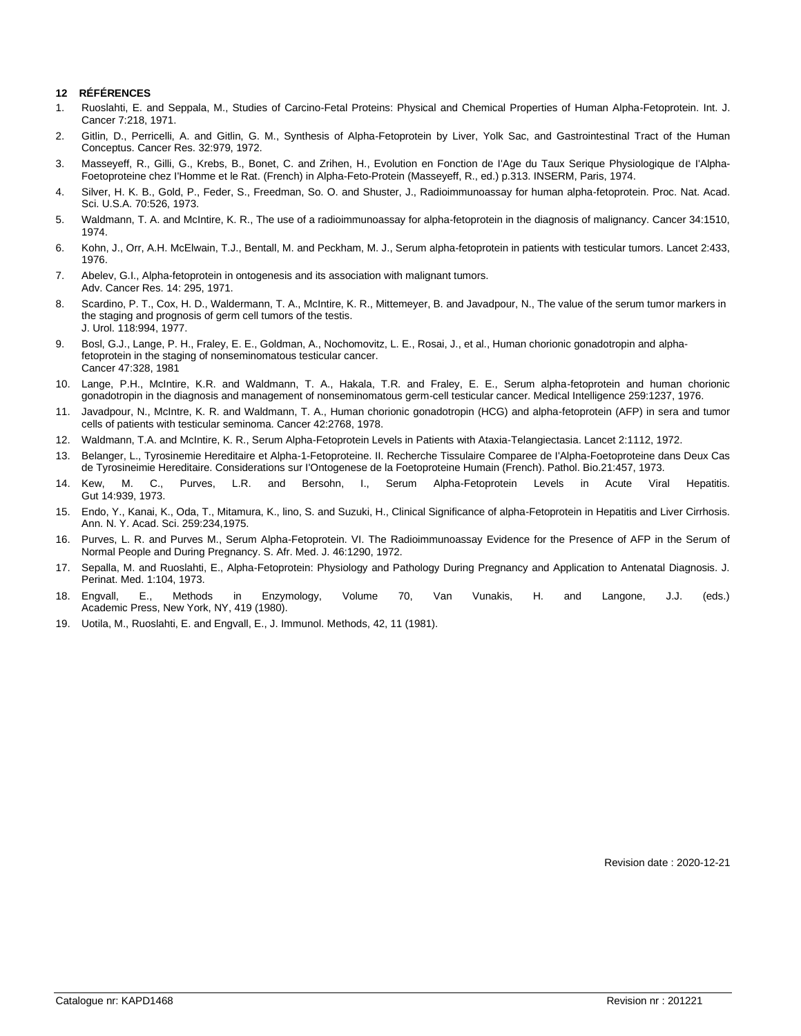## 12 RÉFÉRENCES

1. Ruoslahti, E. and Seppala, M., Studies of Carcino-Fetal Proteins: Physical and Chemical Properties of Human Alpha-Fetoprotein. Int. J. Cancer 7:218, 1971.
2. Gitlin, D., Perricelli, A. and Gitlin, G. M., Synthesis of Alpha-Fetoprotein by Liver, Yolk Sac, and Gastrointestinal Tract of the Human Conceptus. Cancer Res. 32:979, 1972.
3. Masseyeff, R., Gilli, G., Krebs, B., Bonet, C. and Zrihen, H., Evolution en Fonction de l'Age du Taux Serique Physiologique de l'Alpha-Foetoproteine chez l'Homme et le Rat. (French) in Alpha-Feto-Protein (Masseyeff, R., ed.) p.313. INSERM, Paris, 1974.
4. Silver, H. K. B., Gold, P., Feder, S., Freedman, So. O. and Shuster, J., Radioimmunoassay for human alpha-fetoprotein. Proc. Nat. Acad. Sci. U.S.A. 70:526, 1973.
5. Waldmann, T. A. and McIntire, K. R., The use of a radioimmunoassay for alpha-fetoprotein in the diagnosis of malignancy. Cancer 34:1510, 1974.
6. Kohn, J., Orr, A.H. McElwain, T.J., Bentall, M. and Peckham, M. J., Serum alpha-fetoprotein in patients with testicular tumors. Lancet 2:433, 1976.
7. Abelev, G.I., Alpha-fetoprotein in ontogenesis and its association with malignant tumors.
   Adv. Cancer Res. 14: 295, 1971.
8. Scardino, P. T., Cox, H. D., Waldermann, T. A., McIntire, K. R., Mittemeyer, B. and Javadpour, N., The value of the serum tumor markers in the staging and prognosis of germ cell tumors of the testis.
   J. Urol. 118:994, 1977.
9. Bosl, G.J., Lange, P. H., Fraley, E. E., Goldman, A., Nochomovitz, L. E., Rosai, J., et al., Human chorionic gonadotropin and alpha-fetoprotein in the staging of nonseminomatous testicular cancer.
   Cancer 47:328, 1981
10. Lange, P.H., McIntire, K.R. and Waldmann, T. A., Hakala, T.R. and Fraley, E. E., Serum alpha-fetoprotein and human chorionic gonadotropin in the diagnosis and management of nonseminomatous germ-cell testicular cancer. Medical Intelligence 259:1237, 1976.
11. Javadpour, N., McIntre, K. R. and Waldmann, T. A., Human chorionic gonadotropin (HCG) and alpha-fetoprotein (AFP) in sera and tumor cells of patients with testicular seminoma. Cancer 42:2768, 1978.
12. Waldmann, T.A. and McIntire, K. R., Serum Alpha-Fetoprotein Levels in Patients with Ataxia-Telangiectasia. Lancet 2:1112, 1972.
13. Belanger, L., Tyrosinemie Hereditaire et Alpha-1-Fetoproteine. II. Recherche Tissulaire Comparee de l'Alpha-Foetoproteine dans Deux Cas de Tyrosineimie Hereditaire. Considerations sur l'Ontogenese de la Foetoproteine Humain (French). Pathol. Bio.21:457, 1973.
14. Kew, M. C., Purves, L.R. and Bersohn, I., Serum Alpha-Fetoprotein Levels in Acute Viral Hepatitis. Gut 14:939, 1973.
15. Endo, Y., Kanai, K., Oda, T., Mitamura, K., Iino, S. and Suzuki, H., Clinical Significance of alpha-Fetoprotein in Hepatitis and Liver Cirrhosis. Ann. N. Y. Acad. Sci. 259:234,1975.
16. Purves, L. R. and Purves M., Serum Alpha-Fetoprotein. VI. The Radioimmunoassay Evidence for the Presence of AFP in the Serum of Normal People and During Pregnancy. S. Afr. Med. J. 46:1290, 1972.
17. Sepalla, M. and Ruoslahti, E., Alpha-Fetoprotein: Physiology and Pathology During Pregnancy and Application to Antenatal Diagnosis. J. Perinat. Med. 1:104, 1973.
18. Engvall, E., Methods in Enzymology, Volume 70, Van Vunakis, H. and Langone, J.J. (eds.) Academic Press, New York, NY, 419 (1980).
19. Uotila, M., Ruoslahti, E. and Engvall, E., J. Immunol. Methods, 42, 11 (1981).

Revision date : 2020-12-21

Catalogue nr: KAPD1468 Revision nr : 201221